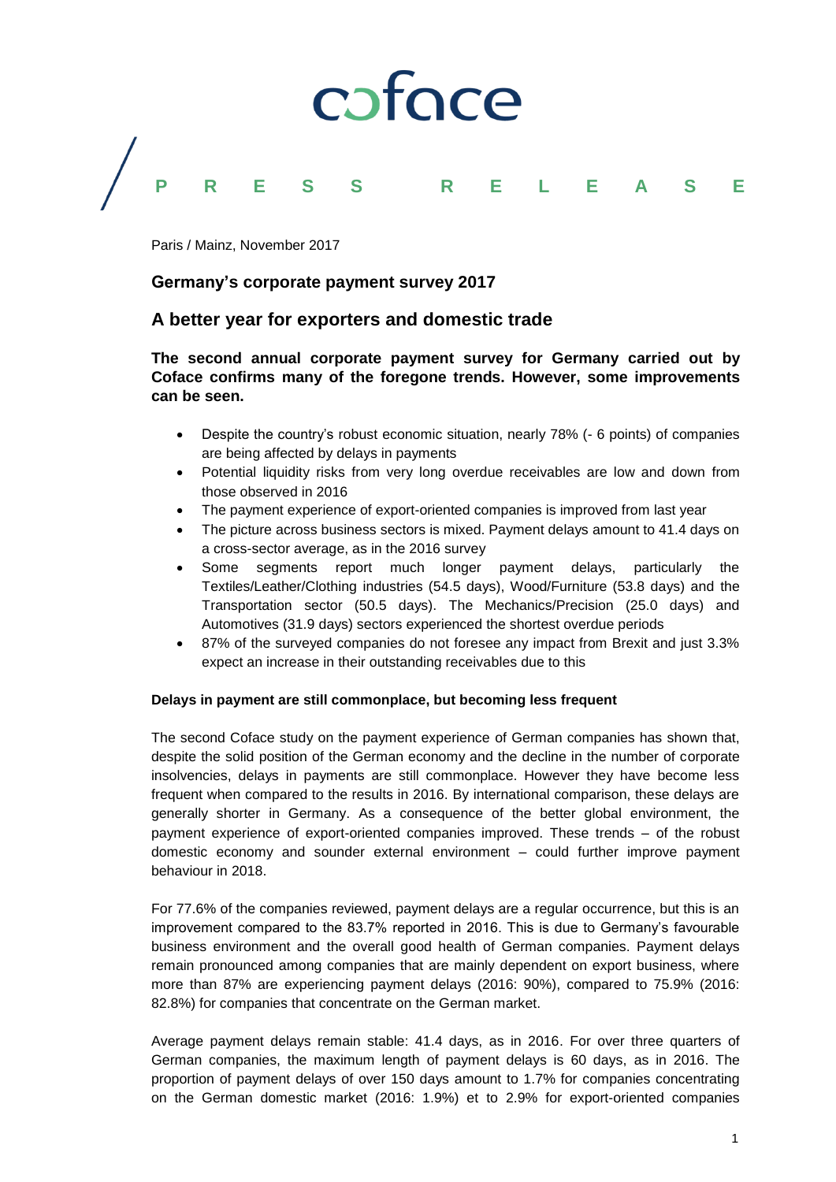coface

PRESS RELEASE

Paris / Mainz, November 2017

## Germany's corporate payment survey 2017

# A better year for exporters and domestic trade

**The second annual corporate payment survey for Germany carried out by Coface confirms many of the foregone trends. However, some improvements can be seen.**

- Despite the country's robust economic situation, nearly 78% (- 6 points) of companies are being affected by delays in payments
- Potential liquidity risks from very long overdue receivables are low and down from those observed in 2016
- The payment experience of export-oriented companies is improved from last year
- The picture across business sectors is mixed. Payment delays amount to 41.4 days on a cross-sector average, as in the 2016 survey
- Some segments report much longer payment delays, particularly the Textiles/Leather/Clothing industries (54.5 days), Wood/Furniture (53.8 days) and the Transportation sector (50.5 days). The Mechanics/Precision (25.0 days) and Automotives (31.9 days) sectors experienced the shortest overdue periods
- 87% of the surveyed companies do not foresee any impact from Brexit and just 3.3% expect an increase in their outstanding receivables due to this

**Delays in payment are still commonplace, but becoming less frequent**

The second Coface study on the payment experience of German companies has shown that, despite the solid position of the German economy and the decline in the number of corporate insolvencies, delays in payments are still commonplace. However they have become less frequent when compared to the results in 2016. By international comparison, these delays are generally shorter in Germany. As a consequence of the better global environment, the payment experience of export-oriented companies improved. These trends – of the robust domestic economy and sounder external environment – could further improve payment behaviour in 2018.

For 77.6% of the companies reviewed, payment delays are a regular occurrence, but this is an improvement compared to the 83.7% reported in 2016. This is due to Germany's favourable business environment and the overall good health of German companies. Payment delays remain pronounced among companies that are mainly dependent on export business, where more than 87% are experiencing payment delays (2016: 90%), compared to 75.9% (2016: 82.8%) for companies that concentrate on the German market.

Average payment delays remain stable: 41.4 days, as in 2016. For over three quarters of German companies, the maximum length of payment delays is 60 days, as in 2016. The proportion of payment delays of over 150 days amount to 1.7% for companies concentrating on the German domestic market (2016: 1.9%) et to 2.9% for export-oriented companies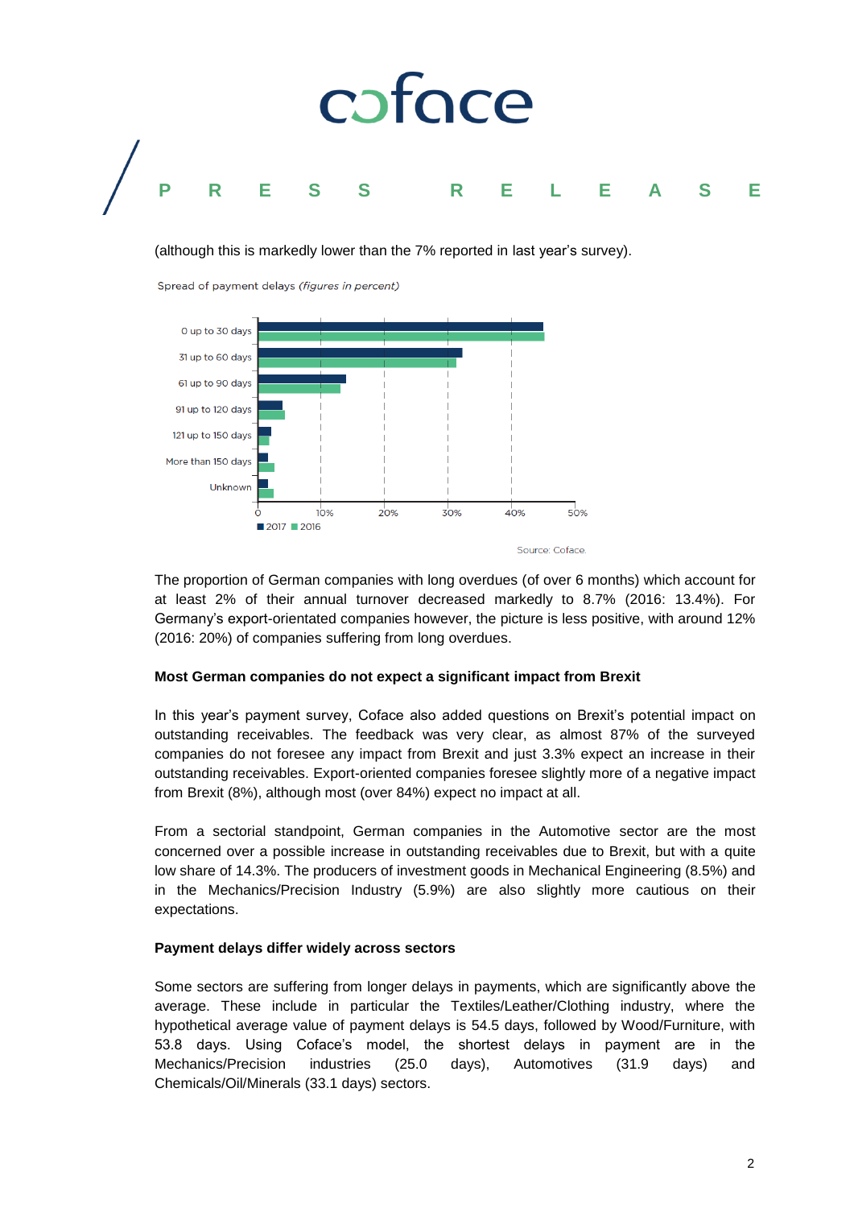(although this is markedly lower than the 7% reported in last year's survey).

Spread of payment delays *(figures in percent)*

Source: Coface.

The proportion of German companies with long overdues (of over 6 months) which account for at least 2% of their annual turnover decreased markedly to 8.7% (2016: 13.4%). For Germany's export-orientated companies however, the picture is less positive, with around 12% (2016: 20%) of companies suffering from long overdues.

**Most German companies do not expect a significant impact from Brexit**

In this year's payment survey, Coface also added questions on Brexit's potential impact on outstanding receivables. The feedback was very clear, as almost 87% of the surveyed companies do not foresee any impact from Brexit and just 3.3% expect an increase in their outstanding receivables. Export-oriented companies foresee slightly more of a negative impact from Brexit (8%), although most (over 84%) expect no impact at all.

From a sectorial standpoint, German companies in the Automotive sector are the most concerned over a possible increase in outstanding receivables due to Brexit, but with a quite low share of 14.3%. The producers of investment goods in Mechanical Engineering (8.5%) and in the Mechanics/Precision Industry (5.9%) are also slightly more cautious on their expectations.

**Payment delays differ widely across sectors**

Some sectors are suffering from longer delays in payments, which are significantly above the average. These include in particular the Textiles/Leather/Clothing industry, where the hypothetical average value of payment delays is 54.5 days, followed by Wood/Furniture, with 53.8 days. Using Coface's model, the shortest delays in payment are in the Mechanics/Precision industries (25.0 days), Automotives (31.9 days) and Chemicals/Oil/Minerals (33.1 days) sectors.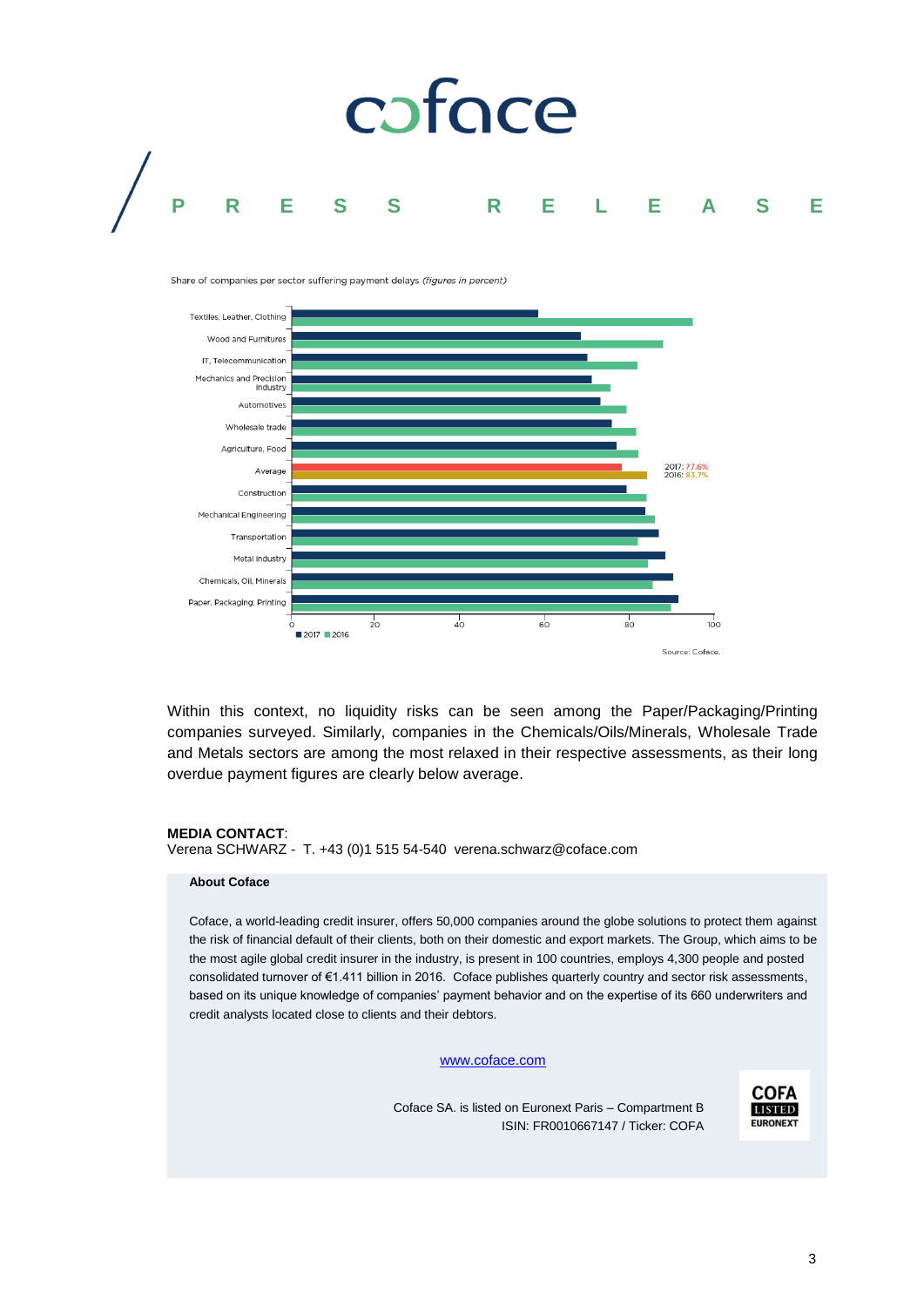Share of companies per sector suffering payment delays *(figures in percent)*

Textiles, Leather, Clothing
Wood and Furnitures
IT, Telecommunication
Mechanics and Precision Industry
Automotives
Wholesale trade
Agriculture, Food
Average
Construction
Mechanical Engineering
Transportation
Metal Industry
Chemicals, Oil, Minerals
Paper, Packaging, Printing

2017: 77.6%
2016: 83.7%

0 20 40 60 80 100

2017 2016

Source: Coface.

Within this context, no liquidity risks can be seen among the Paper/Packaging/Printing companies surveyed. Similarly, companies in the Chemicals/Oils/Minerals, Wholesale Trade and Metals sectors are among the most relaxed in their respective assessments, as their long overdue payment figures are clearly below average.

**MEDIA CONTACT**:
Verena SCHWARZ - T. +43 (0)1 515 54-540 verena.schwarz@coface.com

**About Coface**

Coface, a world-leading credit insurer, offers 50,000 companies around the globe solutions to protect them against the risk of financial default of their clients, both on their domestic and export markets. The Group, which aims to be the most agile global credit insurer in the industry, is present in 100 countries, employs 4,300 people and posted consolidated turnover of €1.411 billion in 2016. Coface publishes quarterly country and sector risk assessments, based on its unique knowledge of companies' payment behavior and on the expertise of its 660 underwriters and credit analysts located close to clients and their debtors.

[www.coface.com](http://www.coface.com)

Coface SA. is listed on Euronext Paris – Compartment B
ISIN: FR0010667147 / Ticker: COFA